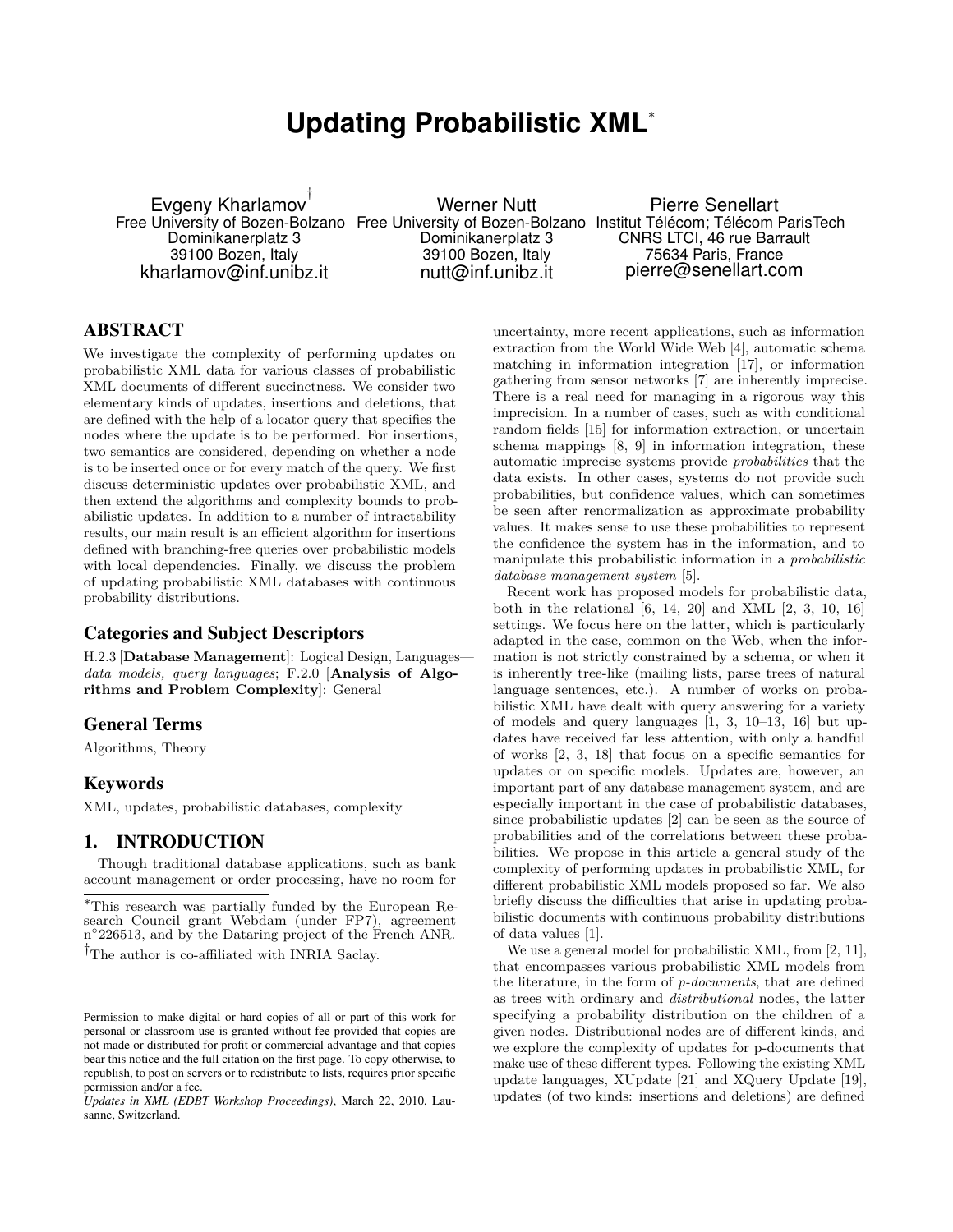# Updating Probabilistic XML[*]

Evgeny Kharlamov[†]
Free University of Bozen-Bolzano
Dominikanerplatz 3
39100 Bozen, Italy
kharlamov@inf.unibz.it

Werner Nutt
Free University of Bozen-Bolzano
Dominikanerplatz 3
39100 Bozen, Italy
nutt@inf.unibz.it

Pierre Senellart
Institut Télécom; Télécom ParisTech
CNRS LTCI, 46 rue Barrault
75634 Paris, France
pierre@senellart.com

## ABSTRACT

We investigate the complexity of performing updates on probabilistic XML data for various classes of probabilistic XML documents of different succinctness. We consider two elementary kinds of updates, insertions and deletions, that are defined with the help of a locator query that specifies the nodes where the update is to be performed. For insertions, two semantics are considered, depending on whether a node is to be inserted once or for every match of the query. We first discuss deterministic updates over probabilistic XML, and then extend the algorithms and complexity bounds to probabilistic updates. In addition to a number of intractability results, our main result is an efficient algorithm for insertions defined with branching-free queries over probabilistic models with local dependencies. Finally, we discuss the problem of updating probabilistic XML databases with continuous probability distributions.

### Categories and Subject Descriptors

H.2.3 [**Database Management**]: Logical Design, Languages—*data models, query languages*; F.2.0 [**Analysis of Algorithms and Problem Complexity**]: General

### General Terms

Algorithms, Theory

### Keywords

XML, updates, probabilistic databases, complexity

## 1. INTRODUCTION

Though traditional database applications, such as bank account management or order processing, have no room for uncertainty, more recent applications, such as information extraction from the World Wide Web [4], automatic schema matching in information integration [17], or information gathering from sensor networks [7] are inherently imprecise. There is a real need for managing in a rigorous way this imprecision. In a number of cases, such as with conditional random fields [15] for information extraction, or uncertain schema mappings [8, 9] in information integration, these automatic imprecise systems provide *probabilities* that the data exists. In other cases, systems do not provide such probabilities, but confidence values, which can sometimes be seen after renormalization as approximate probability values. It makes sense to use these probabilities to represent the confidence the system has in the information, and to manipulate this probabilistic information in a *probabilistic database management system* [5].

Recent work has proposed models for probabilistic data, both in the relational [6, 14, 20] and XML [2, 3, 10, 16] settings. We focus here on the latter, which is particularly adapted in the case, common on the Web, when the information is not strictly constrained by a schema, or when it is inherently tree-like (mailing lists, parse trees of natural language sentences, etc.). A number of works on probabilistic XML have dealt with query answering for a variety of models and query languages [1, 3, 10–13, 16] but updates have received far less attention, with only a handful of works [2, 3, 18] that focus on a specific semantics for updates or on specific models. Updates are, however, an important part of any database management system, and are especially important in the case of probabilistic databases, since probabilistic updates [2] can be seen as the source of probabilities and of the correlations between these probabilities. We propose in this article a general study of the complexity of performing updates in probabilistic XML, for different probabilistic XML models proposed so far. We also briefly discuss the difficulties that arise in updating probabilistic documents with continuous probability distributions of data values [1].

We use a general model for probabilistic XML, from [2, 11], that encompasses various probabilistic XML models from the literature, in the form of *p-documents*, that are defined as trees with ordinary and *distributional* nodes, the latter specifying a probability distribution on the children of a given nodes. Distributional nodes are of different kinds, and we explore the complexity of updates for p-documents that make use of these different types. Following the existing XML update languages, XUpdate [21] and XQuery Update [19], updates (of two kinds: insertions and deletions) are defined

---

[*]This research was partially funded by the European Research Council grant Webdam (under FP7), agreement n°226513, and by the Dataring project of the French ANR.

[†]The author is co-affiliated with INRIA Saclay.

Permission to make digital or hard copies of all or part of this work for personal or classroom use is granted without fee provided that copies are not made or distributed for profit or commercial advantage and that copies bear this notice and the full citation on the first page. To copy otherwise, to republish, to post on servers or to redistribute to lists, requires prior specific permission and/or a fee.

*Updates in XML (EDBT Workshop Proceedings)*, March 22, 2010, Lausanne, Switzerland.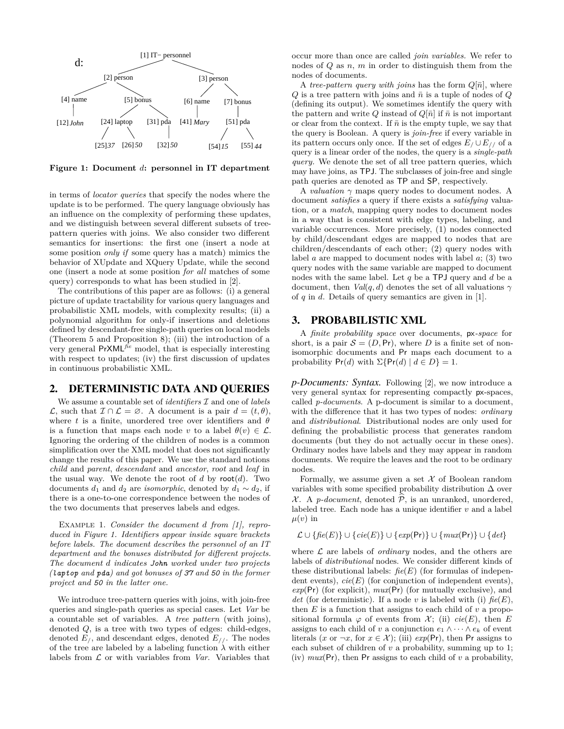d:

[1] IT− personnel
[2] person, [3] person
[4] name, [5] bonus, [6] name, [7] bonus
[12] *John*, [24] laptop, [31] pda, [41] *Mary*, [51] pda
[25] *37*, [26] *50*, [32] *50*, [54] *15*, [55] *44*

**Figure 1: Document $d$: personnel in IT department**

in terms of *locator queries* that specify the nodes where the update is to be performed. The query language obviously has an influence on the complexity of performing these updates, and we distinguish between several different subsets of tree-pattern queries with joins. We also consider two different semantics for insertions: the first one (insert a node at some position *only if* some query has a match) mimics the behavior of XUpdate and XQuery Update, while the second one (insert a node at some position *for all* matches of some query) corresponds to what has been studied in [2].

The contributions of this paper are as follows: (i) a general picture of update tractability for various query languages and probabilistic XML models, with complexity results; (ii) a polynomial algorithm for only-if insertions and deletions defined by descendant-free single-path queries on local models (Theorem 5 and Proposition 8); (iii) the introduction of a very general $\mathsf{PrXML}^{\mathit{fie}}$ model, that is especially interesting with respect to updates; (iv) the first discussion of updates in continuous probabilistic XML.

## 2. DETERMINISTIC DATA AND QUERIES

We assume a countable set of *identifiers* $\mathcal{I}$ and one of *labels* $\mathcal{L}$, such that $\mathcal{I} \cap \mathcal{L} = \varnothing$. A document is a pair $d = (t, \theta)$, where $t$ is a finite, unordered tree over identifiers and $\theta$ is a function that maps each node $v$ to a label $\theta(v) \in \mathcal{L}$. Ignoring the ordering of the children of nodes is a common simplification over the XML model that does not significantly change the results of this paper. We use the standard notions *child* and *parent*, *descendant* and *ancestor*, *root* and *leaf* in the usual way. We denote the root of $d$ by $\mathsf{root}(d)$. Two documents $d_1$ and $d_2$ are *isomorphic*, denoted by $d_1 \sim d_2$, if there is a one-to-one correspondence between the nodes of the two documents that preserves labels and edges.

Example 1. *Consider the document $d$ from [1], reproduced in Figure 1. Identifiers appear inside square brackets before labels. The document describes the personnel of an IT department and the bonuses distributed for different projects. The document $d$ indicates* `John` *worked under two projects (*`laptop` *and* `pda`*) and got bonuses of* `37` *and* `50` *in the former project and* `50` *in the latter one.*

We introduce tree-pattern queries with joins, with join-free queries and single-path queries as special cases. Let *Var* be a countable set of variables. A *tree pattern* (with joins), denoted $Q$, is a tree with two types of edges: child-edges, denoted $E_/$, and descendant edges, denoted $E_{//}$. The nodes of the tree are labeled by a labeling function $\lambda$ with either labels from $\mathcal{L}$ or with variables from *Var*. Variables that occur more than once are called *join variables*. We refer to nodes of $Q$ as $n$, $m$ in order to distinguish them from the nodes of documents.

A *tree-pattern query with joins* has the form $Q[\bar{n}]$, where $Q$ is a tree pattern with joins and $\bar{n}$ is a tuple of nodes of $Q$ (defining its output). We sometimes identify the query with the pattern and write $Q$ instead of $Q[\bar{n}]$ if $\bar{n}$ is not important or clear from the context. If $\bar{n}$ is the empty tuple, we say that the query is Boolean. A query is *join-free* if every variable in its pattern occurs only once. If the set of edges $E_/ \cup E_{//}$ of a query is a linear order of the nodes, the query is a *single-path query*. We denote the set of all tree pattern queries, which may have joins, as $\mathsf{TPJ}$. The subclasses of join-free and single path queries are denoted as $\mathsf{TP}$ and $\mathsf{SP}$, respectively.

A *valuation* $\gamma$ maps query nodes to document nodes. A document *satisfies* a query if there exists a *satisfying* valuation, or a *match*, mapping query nodes to document nodes in a way that is consistent with edge types, labeling, and variable occurrences. More precisely, (1) nodes connected by child/descendant edges are mapped to nodes that are children/descendants of each other; (2) query nodes with label $a$ are mapped to document nodes with label $a$; (3) two query nodes with the same variable are mapped to document nodes with the same label. Let $q$ be a $\mathsf{TPJ}$ query and $d$ be a document, then $\mathit{Val}(q, d)$ denotes the set of all valuations $\gamma$ of $q$ in $d$. Details of query semantics are given in [1].

## 3. PROBABILISTIC XML

A *finite probability space* over documents, $\mathsf{px}$*-space* for short, is a pair $\mathcal{S} = (D, \mathsf{Pr})$, where $D$ is a finite set of non-isomorphic documents and $\mathsf{Pr}$ maps each document to a probability $\mathsf{Pr}(d)$ with $\Sigma\{\mathsf{Pr}(d) \mid d \in D\} = 1$.

***p-Documents: Syntax.*** Following [2], we now introduce a very general syntax for representing compactly $\mathsf{px}$-spaces, called *p-documents*. A p-document is similar to a document, with the difference that it has two types of nodes: *ordinary* and *distributional*. Distributional nodes are only used for defining the probabilistic process that generates random documents (but they do not actually occur in these ones). Ordinary nodes have labels and they may appear in random documents. We require the leaves and the root to be ordinary nodes.

Formally, we assume given a set $\mathcal{X}$ of Boolean random variables with some specified probability distribution $\Delta$ over $\mathcal{X}$. A *p-document*, denoted $\widehat{\mathcal{P}}$, is an unranked, unordered, labeled tree. Each node has a unique identifier $v$ and a label $\mu(v)$ in

$$\mathcal{L} \cup \{\mathit{fie}(E)\} \cup \{\mathit{cie}(E)\} \cup \{\mathit{exp}(\mathsf{Pr})\} \cup \{\mathit{mux}(\mathsf{Pr})\} \cup \{\mathit{det}\}$$

where $\mathcal{L}$ are labels of *ordinary* nodes, and the others are labels of *distributional* nodes. We consider different kinds of these distributional labels: $\mathit{fie}(E)$ (for formulas of independent events), $\mathit{cie}(E)$ (for conjunction of independent events), $\mathit{exp}(\mathsf{Pr})$ (for explicit), $\mathit{mux}(\mathsf{Pr})$ (for mutually exclusive), and $\mathit{det}$ (for deterministic). If a node $v$ is labeled with (i) $\mathit{fie}(E)$, then $E$ is a function that assigns to each child of $v$ a propositional formula $\varphi$ of events from $\mathcal{X}$; (ii) $\mathit{cie}(E)$, then $E$ assigns to each child of $v$ a conjunction $e_1 \wedge \cdots \wedge e_k$ of event literals ($x$ or $\neg x$, for $x \in \mathcal{X}$); (iii) $\mathit{exp}(\mathsf{Pr})$, then $\mathsf{Pr}$ assigns to each subset of children of $v$ a probability, summing up to 1; (iv) $\mathit{mux}(\mathsf{Pr})$, then $\mathsf{Pr}$ assigns to each child of $v$ a probability,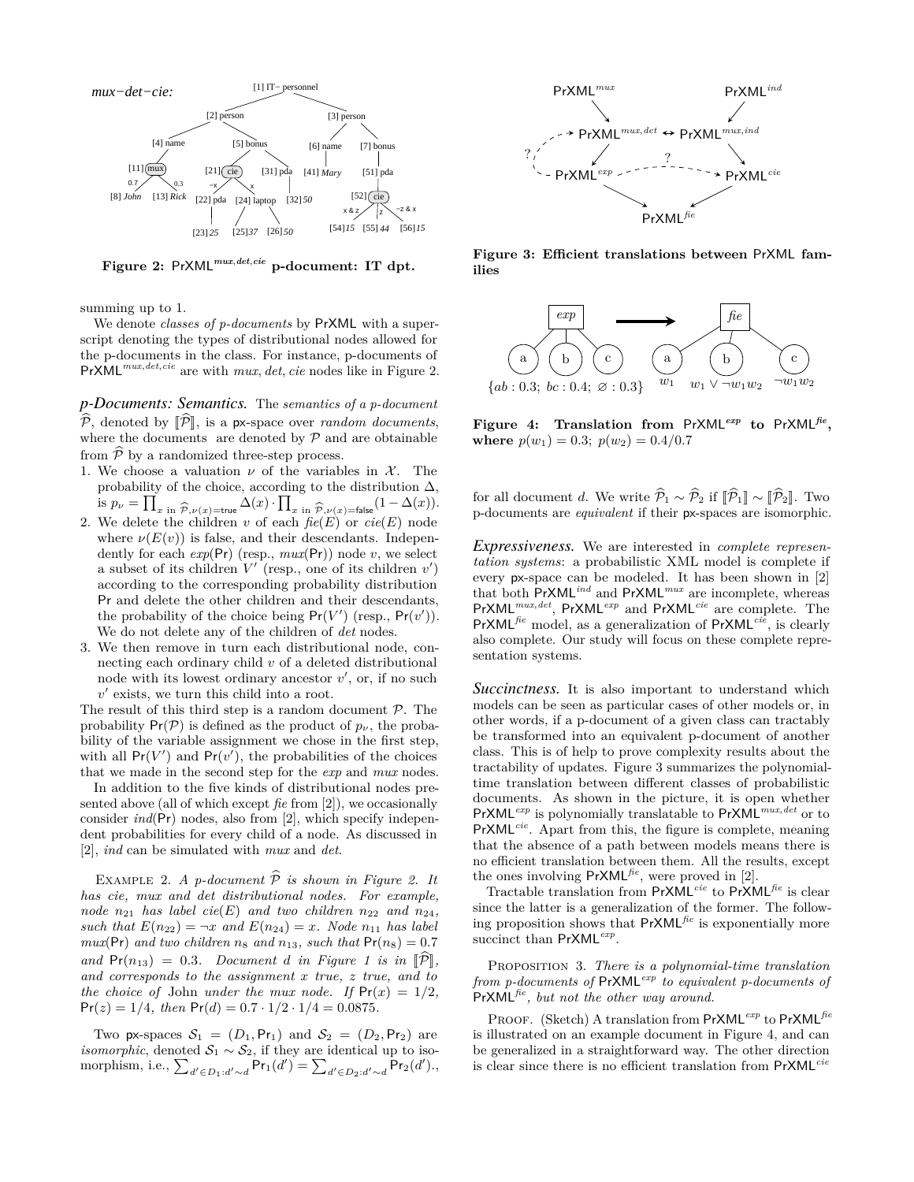Figure 2: $\mathsf{PrXML}^{mux,det,cie}$ p-document: IT dpt.

summing up to 1.

We denote *classes of p-documents* by PrXML with a superscript denoting the types of distributional nodes allowed for the p-documents in the class. For instance, p-documents of $\mathsf{PrXML}^{mux,det,cie}$ are with *mux*, *det*, *cie* nodes like in Figure 2.

***p-Documents: Semantics.*** The *semantics of a p-document* $\widehat{\mathcal{P}}$, denoted by $[\![\widehat{\mathcal{P}}]\!]$, is a px-space over *random documents*, where the documents are denoted by $\mathcal{P}$ and are obtainable from $\widehat{\mathcal{P}}$ by a randomized three-step process.

1. We choose a valuation $\nu$ of the variables in $\mathcal{X}$. The probability of the choice, according to the distribution $\Delta$, is $p_\nu = \prod_{x \text{ in } \widehat{\mathcal{P}}, \nu(x)=\mathsf{true}} \Delta(x) \cdot \prod_{x \text{ in } \widehat{\mathcal{P}}, \nu(x)=\mathsf{false}} (1 - \Delta(x))$.
2. We delete the children $v$ of each $\mathit{fie}(E)$ or $\mathit{cie}(E)$ node where $\nu(E(v))$ is false, and their descendants. Independently for each $\mathit{exp}(\mathsf{Pr})$ (resp., $\mathit{mux}(\mathsf{Pr})$) node $v$, we select a subset of its children $V'$ (resp., one of its children $v'$) according to the corresponding probability distribution Pr and delete the other children and their descendants, the probability of the choice being $\mathsf{Pr}(V')$ (resp., $\mathsf{Pr}(v')$). We do not delete any of the children of *det* nodes.
3. We then remove in turn each distributional node, connecting each ordinary child $v$ of a deleted distributional node with its lowest ordinary ancestor $v'$, or, if no such $v'$ exists, we turn this child into a root.

The result of this third step is a random document $\mathcal{P}$. The probability $\mathsf{Pr}(\mathcal{P})$ is defined as the product of $p_\nu$, the probability of the variable assignment we chose in the first step, with all $\mathsf{Pr}(V')$ and $\mathsf{Pr}(v')$, the probabilities of the choices that we made in the second step for the *exp* and *mux* nodes.

In addition to the five kinds of distributional nodes presented above (all of which except *fie* from [2]), we occasionally consider $\mathit{ind}(\mathsf{Pr})$ nodes, also from [2], which specify independent probabilities for every child of a node. As discussed in [2], *ind* can be simulated with *mux* and *det*.

Example 2. *A p-document* $\widehat{\mathcal{P}}$ *is shown in Figure 2. It has cie, mux and det distributional nodes. For example, node* $n_{21}$ *has label* $\mathit{cie}(E)$ *and two children* $n_{22}$ *and* $n_{24}$*, such that* $E(n_{22}) = \neg x$ *and* $E(n_{24}) = x$*. Node* $n_{11}$ *has label* $\mathit{mux}(\mathsf{Pr})$ *and two children* $n_8$ *and* $n_{13}$*, such that* $\mathsf{Pr}(n_8) = 0.7$ *and* $\mathsf{Pr}(n_{13}) = 0.3$*. Document* $d$ *in Figure 1 is in* $[\![\widehat{\mathcal{P}}]\!]$*, and corresponds to the assignment* $x$ *true,* $z$ *true, and to the choice of* John *under the mux node. If* $\mathsf{Pr}(x) = 1/2$*,* $\mathsf{Pr}(z) = 1/4$*, then* $\mathsf{Pr}(d) = 0.7 \cdot 1/2 \cdot 1/4 = 0.0875$*.*

Two px-spaces $\mathcal{S}_1 = (D_1, \mathsf{Pr}_1)$ and $\mathcal{S}_2 = (D_2, \mathsf{Pr}_2)$ are *isomorphic*, denoted $\mathcal{S}_1 \sim \mathcal{S}_2$, if they are identical up to isomorphism, i.e., $\sum_{d' \in D_1 : d' \sim d} \mathsf{Pr}_1(d') = \sum_{d' \in D_2 : d' \sim d} \mathsf{Pr}_2(d')$., for all document $d$. We write $\widehat{\mathcal{P}}_1 \sim \widehat{\mathcal{P}}_2$ if $[\![\widehat{\mathcal{P}}_1]\!] \sim [\![\widehat{\mathcal{P}}_2]\!]$. Two p-documents are *equivalent* if their px-spaces are isomorphic.

Figure 3: Efficient translations between PrXML families

Figure 4: Translation from $\mathsf{PrXML}^{\mathit{exp}}$ to $\mathsf{PrXML}^{\mathit{fie}}$, where $p(w_1) = 0.3$; $p(w_2) = 0.4/0.7$

***Expressiveness.*** We are interested in *complete representation systems*: a probabilistic XML model is complete if every px-space can be modeled. It has been shown in [2] that both $\mathsf{PrXML}^{ind}$ and $\mathsf{PrXML}^{mux}$ are incomplete, whereas $\mathsf{PrXML}^{mux,det}$, $\mathsf{PrXML}^{exp}$ and $\mathsf{PrXML}^{cie}$ are complete. The $\mathsf{PrXML}^{\mathit{fie}}$ model, as a generalization of $\mathsf{PrXML}^{cie}$, is clearly also complete. Our study will focus on these complete representation systems.

***Succinctness.*** It is also important to understand which models can be seen as particular cases of other models or, in other words, if a p-document of a given class can tractably be transformed into an equivalent p-document of another class. This is of help to prove complexity results about the tractability of updates. Figure 3 summarizes the polynomial-time translation between different classes of probabilistic documents. As shown in the picture, it is open whether $\mathsf{PrXML}^{exp}$ is polynomially translatable to $\mathsf{PrXML}^{mux,det}$ or to $\mathsf{PrXML}^{cie}$. Apart from this, the figure is complete, meaning that the absence of a path between models means there is no efficient translation between them. All the results, except the ones involving $\mathsf{PrXML}^{\mathit{fie}}$, were proved in [2].

Tractable translation from $\mathsf{PrXML}^{cie}$ to $\mathsf{PrXML}^{\mathit{fie}}$ is clear since the latter is a generalization of the former. The following proposition shows that $\mathsf{PrXML}^{\mathit{fie}}$ is exponentially more succinct than $\mathsf{PrXML}^{exp}$.

Proposition 3. *There is a polynomial-time translation from p-documents of* $\mathsf{PrXML}^{exp}$ *to equivalent p-documents of* $\mathsf{PrXML}^{\mathit{fie}}$*, but not the other way around.*

Proof. (Sketch) A translation from $\mathsf{PrXML}^{exp}$ to $\mathsf{PrXML}^{\mathit{fie}}$ is illustrated on an example document in Figure 4, and can be generalized in a straightforward way. The other direction is clear since there is no efficient translation from $\mathsf{PrXML}^{cie}$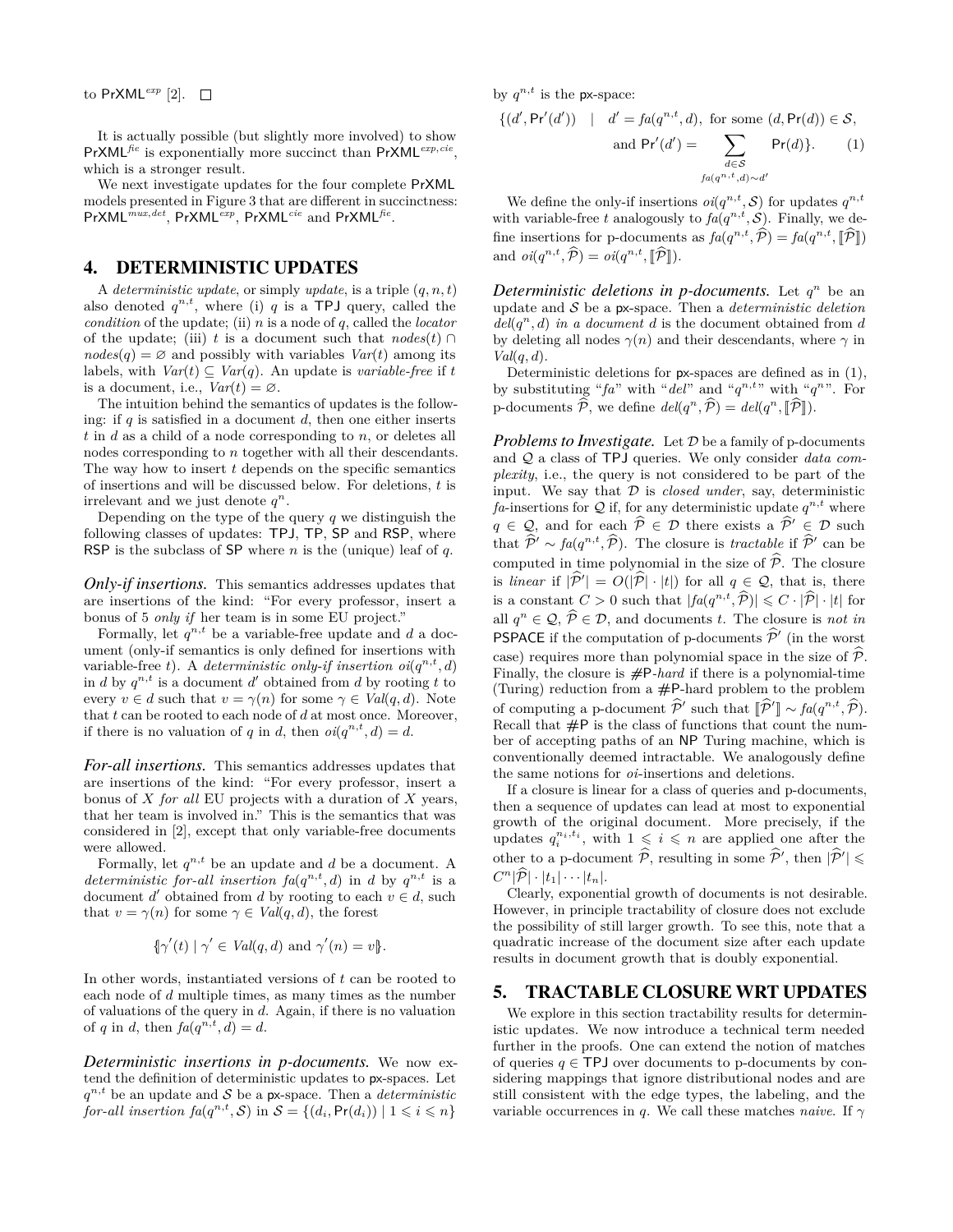to $\mathsf{PrXML}^{exp}$ [2]. □

It is actually possible (but slightly more involved) to show $\mathsf{PrXML}^{fie}$ is exponentially more succinct than $\mathsf{PrXML}^{exp,cie}$, which is a stronger result.

We next investigate updates for the four complete PrXML models presented in Figure 3 that are different in succinctness: $\mathsf{PrXML}^{mux,det}$, $\mathsf{PrXML}^{exp}$, $\mathsf{PrXML}^{cie}$ and $\mathsf{PrXML}^{fie}$.

## 4. DETERMINISTIC UPDATES

A *deterministic update*, or simply *update*, is a triple $(q, n, t)$ also denoted $q^{n,t}$, where (i) $q$ is a TPJ query, called the *condition* of the update; (ii) $n$ is a node of $q$, called the *locator* of the update; (iii) $t$ is a document such that $nodes(t) \cap nodes(q) = \varnothing$ and possibly with variables $Var(t)$ among its labels, with $Var(t) \subseteq Var(q)$. An update is *variable-free* if $t$ is a document, i.e., $Var(t) = \varnothing$.

The intuition behind the semantics of updates is the following: if $q$ is satisfied in a document $d$, then one either inserts $t$ in $d$ as a child of a node corresponding to $n$, or deletes all nodes corresponding to $n$ together with all their descendants. The way how to insert $t$ depends on the specific semantics of insertions and will be discussed below. For deletions, $t$ is irrelevant and we just denote $q^n$.

Depending on the type of the query $q$ we distinguish the following classes of updates: TPJ, TP, SP and RSP, where RSP is the subclass of SP where $n$ is the (unique) leaf of $q$.

***Only-if insertions.*** This semantics addresses updates that are insertions of the kind: "For every professor, insert a bonus of 5 *only if* her team is in some EU project."

Formally, let $q^{n,t}$ be a variable-free update and $d$ a document (only-if semantics is only defined for insertions with variable-free $t$). A *deterministic only-if insertion* $oi(q^{n,t}, d)$ in $d$ by $q^{n,t}$ is a document $d'$ obtained from $d$ by rooting $t$ to every $v \in d$ such that $v = \gamma(n)$ for some $\gamma \in Val(q, d)$. Note that $t$ can be rooted to each node of $d$ at most once. Moreover, if there is no valuation of $q$ in $d$, then $oi(q^{n,t}, d) = d$.

***For-all insertions.*** This semantics addresses updates that are insertions of the kind: "For every professor, insert a bonus of $X$ *for all* EU projects with a duration of $X$ years, that her team is involved in." This is the semantics that was considered in [2], except that only variable-free documents were allowed.

Formally, let $q^{n,t}$ be an update and $d$ be a document. A *deterministic for-all insertion* $fa(q^{n,t}, d)$ in $d$ by $q^{n,t}$ is a document $d'$ obtained from $d$ by rooting to each $v \in d$, such that $v = \gamma(n)$ for some $\gamma \in Val(q, d)$, the forest

$$\{\!\{\gamma'(t) \mid \gamma' \in Val(q, d) \text{ and } \gamma'(n) = v\}\!\}.$$

In other words, instantiated versions of $t$ can be rooted to each node of $d$ multiple times, as many times as the number of valuations of the query in $d$. Again, if there is no valuation of $q$ in $d$, then $fa(q^{n,t}, d) = d$.

***Deterministic insertions in p-documents.*** We now extend the definition of deterministic updates to px-spaces. Let $q^{n,t}$ be an update and $\mathcal{S}$ be a px-space. Then a *deterministic for-all insertion* $fa(q^{n,t}, \mathcal{S})$ in $\mathcal{S} = \{(d_i, \Pr(d_i)) \mid 1 \leqslant i \leqslant n\}$ by $q^{n,t}$ is the px-space:

$$\{(d', \Pr'(d')) \quad | \quad d' = fa(q^{n,t}, d), \text{ for some } (d, \Pr(d)) \in \mathcal{S}, \text{ and } \Pr'(d') = \sum_{\substack{d \in \mathcal{S} \\ fa(q^{n,t}, d) \sim d'}} \Pr(d)\}. \tag{1}$$

We define the only-if insertions $oi(q^{n,t}, \mathcal{S})$ for updates $q^{n,t}$ with variable-free $t$ analogously to $fa(q^{n,t}, \mathcal{S})$. Finally, we define insertions for p-documents as $fa(q^{n,t}, \widehat{\mathcal{P}}) = fa(q^{n,t}, [\![\widehat{\mathcal{P}}]\!])$ and $oi(q^{n,t}, \widehat{\mathcal{P}}) = oi(q^{n,t}, [\![\widehat{\mathcal{P}}]\!])$.

***Deterministic deletions in p-documents.*** Let $q^n$ be an update and $\mathcal{S}$ be a px-space. Then a *deterministic deletion* $del(q^n, d)$ *in a document* $d$ is the document obtained from $d$ by deleting all nodes $\gamma(n)$ and their descendants, where $\gamma$ in $Val(q, d)$.

Deterministic deletions for px-spaces are defined as in (1), by substituting "$fa$" with "$del$" and "$q^{n,t}$" with "$q^n$". For p-documents $\widehat{\mathcal{P}}$, we define $del(q^n, \widehat{\mathcal{P}}) = del(q^n, [\![\widehat{\mathcal{P}}]\!])$.

***Problems to Investigate.*** Let $\mathcal{D}$ be a family of p-documents and $\mathcal{Q}$ a class of TPJ queries. We only consider *data complexity*, i.e., the query is not considered to be part of the input. We say that $\mathcal{D}$ is *closed under*, say, deterministic $fa$-insertions for $\mathcal{Q}$ if, for any deterministic update $q^{n,t}$ where $q \in \mathcal{Q}$, and for each $\widehat{\mathcal{P}} \in \mathcal{D}$ there exists a $\widehat{\mathcal{P}}' \in \mathcal{D}$ such that $\widehat{\mathcal{P}}' \sim fa(q^{n,t}, \widehat{\mathcal{P}})$. The closure is *tractable* if $\widehat{\mathcal{P}}'$ can be computed in time polynomial in the size of $\widehat{\mathcal{P}}$. The closure is *linear* if $|\widehat{\mathcal{P}}'| = O(|\widehat{\mathcal{P}}| \cdot |t|)$ for all $q \in \mathcal{Q}$, that is, there is a constant $C > 0$ such that $|fa(q^{n,t}, \widehat{\mathcal{P}})| \leqslant C \cdot |\widehat{\mathcal{P}}| \cdot |t|$ for all $q^n \in \mathcal{Q}$, $\widehat{\mathcal{P}} \in \mathcal{D}$, and documents $t$. The closure is *not in* PSPACE if the computation of p-documents $\widehat{\mathcal{P}}'$ (in the worst case) requires more than polynomial space in the size of $\widehat{\mathcal{P}}$. Finally, the closure is #P-*hard* if there is a polynomial-time (Turing) reduction from a #P-hard problem to the problem of computing a p-document $\widehat{\mathcal{P}}'$ such that $[\![\widehat{\mathcal{P}}']\!] \sim fa(q^{n,t}, \widehat{\mathcal{P}})$. Recall that #P is the class of functions that count the number of accepting paths of an NP Turing machine, which is conventionally deemed intractable. We analogously define the same notions for $oi$-insertions and deletions.

If a closure is linear for a class of queries and p-documents, then a sequence of updates can lead at most to exponential growth of the original document. More precisely, if the updates $q_i^{n_i,t_i}$, with $1 \leqslant i \leqslant n$ are applied one after the other to a p-document $\widehat{\mathcal{P}}$, resulting in some $\widehat{\mathcal{P}}'$, then $|\widehat{\mathcal{P}}'| \leqslant C^n |\widehat{\mathcal{P}}| \cdot |t_1| \cdots |t_n|$.

Clearly, exponential growth of documents is not desirable. However, in principle tractability of closure does not exclude the possibility of still larger growth. To see this, note that a quadratic increase of the document size after each update results in document growth that is doubly exponential.

## 5. TRACTABLE CLOSURE WRT UPDATES

We explore in this section tractability results for deterministic updates. We now introduce a technical term needed further in the proofs. One can extend the notion of matches of queries $q \in$ TPJ over documents to p-documents by considering mappings that ignore distributional nodes and are still consistent with the edge types, the labeling, and the variable occurrences in $q$. We call these matches *naive*. If $\gamma$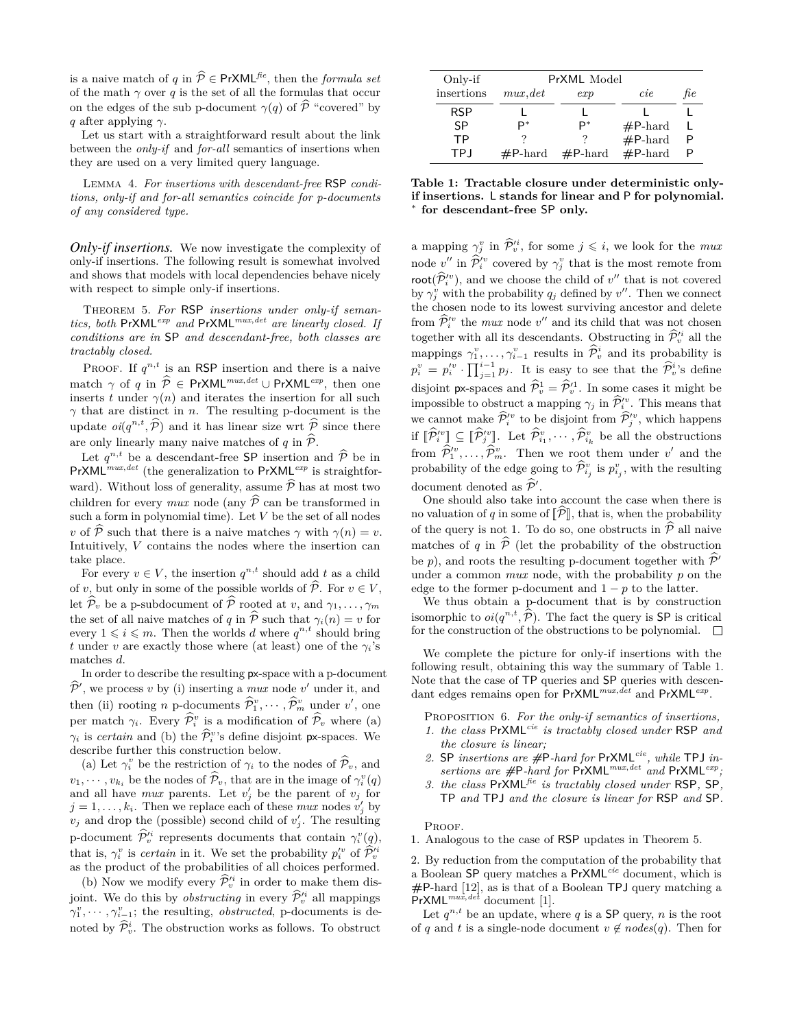is a naive match of $q$ in $\widehat{\mathcal{P}} \in \mathsf{PrXML}^{\mathit{fie}}$, then the *formula set* of the math $\gamma$ over $q$ is the set of all the formulas that occur on the edges of the sub p-document $\gamma(q)$ of $\widehat{\mathcal{P}}$ "covered" by $q$ after applying $\gamma$.

Let us start with a straightforward result about the link between the *only-if* and *for-all* semantics of insertions when they are used on a very limited query language.

Lemma 4. *For insertions with descendant-free* RSP *conditions, only-if and for-all semantics coincide for p-documents of any considered type.*

***Only-if insertions.*** We now investigate the complexity of only-if insertions. The following result is somewhat involved and shows that models with local dependencies behave nicely with respect to simple only-if insertions.

Theorem 5. *For* RSP *insertions under only-if semantics, both* $\mathsf{PrXML}^{\mathit{exp}}$ *and* $\mathsf{PrXML}^{\mathit{mux,det}}$ *are linearly closed. If conditions are in* SP *and descendant-free, both classes are tractably closed.*

Proof. If $q^{n,t}$ is an RSP insertion and there is a naive match $\gamma$ of $q$ in $\widehat{\mathcal{P}} \in \mathsf{PrXML}^{\mathit{mux,det}} \cup \mathsf{PrXML}^{\mathit{exp}}$, then one inserts $t$ under $\gamma(n)$ and iterates the insertion for all such $\gamma$ that are distinct in $n$. The resulting p-document is the update $oi(q^{n,t}, \widehat{\mathcal{P}})$ and it has linear size wrt $\widehat{\mathcal{P}}$ since there are only linearly many naive matches of $q$ in $\widehat{\mathcal{P}}$.

Let $q^{n,t}$ be a descendant-free SP insertion and $\widehat{\mathcal{P}}$ be in $\mathsf{PrXML}^{\mathit{mux,det}}$ (the generalization to $\mathsf{PrXML}^{\mathit{exp}}$ is straightforward). Without loss of generality, assume $\widehat{\mathcal{P}}$ has at most two children for every *mux* node (any $\widehat{\mathcal{P}}$ can be transformed in such a form in polynomial time). Let $V$ be the set of all nodes $v$ of $\widehat{\mathcal{P}}$ such that there is a naive matches $\gamma$ with $\gamma(n) = v$. Intuitively, $V$ contains the nodes where the insertion can take place.

For every $v \in V$, the insertion $q^{n,t}$ should add $t$ as a child of $v$, but only in some of the possible worlds of $\widehat{\mathcal{P}}$. For $v \in V$, let $\widehat{\mathcal{P}}_v$ be a p-subdocument of $\widehat{\mathcal{P}}$ rooted at $v$, and $\gamma_1, \ldots, \gamma_m$ the set of all naive matches of $q$ in $\widehat{\mathcal{P}}$ such that $\gamma_i(n) = v$ for every $1 \leqslant i \leqslant m$. Then the worlds $d$ where $q^{n,t}$ should bring $t$ under $v$ are exactly those where (at least) one of the $\gamma_i$'s matches $d$.

In order to describe the resulting px-space with a p-document $\widehat{\mathcal{P}}'$, we process $v$ by (i) inserting a *mux* node $v'$ under it, and then (ii) rooting $n$ p-documents $\widehat{\mathcal{P}}^v_1, \cdots, \widehat{\mathcal{P}}^v_m$ under $v'$, one per match $\gamma_i$. Every $\widehat{\mathcal{P}}^v_i$ is a modification of $\widehat{\mathcal{P}}_v$ where (a) $\gamma_i$ is *certain* and (b) the $\widehat{\mathcal{P}}^v_i$'s define disjoint px-spaces. We describe further this construction below.

(a) Let $\gamma^v_i$ be the restriction of $\gamma_i$ to the nodes of $\widehat{\mathcal{P}}_v$, and $v_1, \cdots, v_{k_i}$ be the nodes of $\widehat{\mathcal{P}}_v$, that are in the image of $\gamma^v_i(q)$ and all have *mux* parents. Let $v'_j$ be the parent of $v_j$ for $j = 1, \ldots, k_i$. Then we replace each of these *mux* nodes $v'_j$ by $v_j$ and drop the (possible) second child of $v'_j$. The resulting p-document $\widehat{\mathcal{P}}'^i_v$ represents documents that contain $\gamma^v_i(q)$, that is, $\gamma^v_i$ is *certain* in it. We set the probability $p'^v_i$ of $\widehat{\mathcal{P}}'^i_v$ as the product of the probabilities of all choices performed.

(b) Now we modify every $\widehat{\mathcal{P}}'^i_v$ in order to make them disjoint. We do this by *obstructing* in every $\widehat{\mathcal{P}}'^i_v$ all mappings $\gamma^v_1, \cdots, \gamma^v_{i-1}$; the resulting, *obstructed*, p-documents is denoted by $\widehat{\mathcal{P}}^i_v$. The obstruction works as follows. To obstruct a mapping $\gamma^v_j$ in $\widehat{\mathcal{P}}'^i_v$, for some $j \leqslant i$, we look for the *mux* node $v''$ in $\widehat{\mathcal{P}}'^v_i$ covered by $\gamma^v_j$ that is the most remote from $\mathsf{root}(\widehat{\mathcal{P}}'^v_i)$, and we choose the child of $v''$ that is not covered by $\gamma^v_j$ with the probability $q_j$ defined by $v''$. Then we connect the chosen node to its lowest surviving ancestor and delete from $\widehat{\mathcal{P}}'^v_i$ the *mux* node $v''$ and its child that was not chosen together with all its descendants. Obstructing in $\widehat{\mathcal{P}}'^i_v$ all the mappings $\gamma^v_1, \ldots, \gamma^v_{i-1}$ results in $\widehat{\mathcal{P}}^i_v$ and its probability is $p^v_i = p'^v_i \cdot \prod_{j=1}^{i-1} p_j$. It is easy to see that the $\widehat{\mathcal{P}}^i_v$'s define disjoint px-spaces and $\widehat{\mathcal{P}}^1_v = \widehat{\mathcal{P}}'^1_v$. In some cases it might be impossible to obstruct a mapping $\gamma_j$ in $\widehat{\mathcal{P}}'^v_i$. This means that we cannot make $\widehat{\mathcal{P}}'^v_i$ to be disjoint from $\widehat{\mathcal{P}}'^v_j$, which happens if $[\![\widehat{\mathcal{P}}'^v_i]\!] \subseteq [\![\widehat{\mathcal{P}}'^v_j]\!]$. Let $\widehat{\mathcal{P}}^v_{i_1}, \cdots, \widehat{\mathcal{P}}^v_{i_k}$ be all the obstructions from $\widehat{\mathcal{P}}'^v_1, \ldots, \widehat{\mathcal{P}}^v_m$. Then we root them under $v'$ and the probability of the edge going to $\widehat{\mathcal{P}}^v_{i_j}$ is $p^v_{i_j}$, with the resulting document denoted as $\widehat{\mathcal{P}}'$.

One should also take into account the case when there is no valuation of $q$ in some of $[\![\widehat{\mathcal{P}}]\!]$, that is, when the probability of the query is not 1. To do so, one obstructs in $\widehat{\mathcal{P}}$ all naive matches of $q$ in $\widehat{\mathcal{P}}$ (let the probability of the obstruction be $p$), and roots the resulting p-document together with $\widehat{\mathcal{P}}'$ under a common *mux* node, with the probability $p$ on the edge to the former p-document and $1 - p$ to the latter.

We thus obtain a p-document that is by construction isomorphic to $oi(q^{n,t}, \widehat{\mathcal{P}})$. The fact the query is SP is critical for the construction of the obstructions to be polynomial. $\square$

| Only-if insertions | PrXML Model | | | |
|---|---|---|---|---|
| | *mux,det* | *exp* | *cie* | *fie* |
| RSP | L | L | L | L |
| SP | P* | P* | #P-hard | L |
| TP | ? | ? | #P-hard | P |
| TPJ | #P-hard | #P-hard | #P-hard | P |

**Table 1: Tractable closure under deterministic only-if insertions. L stands for linear and P for polynomial. * for descendant-free SP only.**

We complete the picture for only-if insertions with the following result, obtaining this way the summary of Table 1. Note that the case of TP queries and SP queries with descendant edges remains open for $\mathsf{PrXML}^{\mathit{mux,det}}$ and $\mathsf{PrXML}^{\mathit{exp}}$.

Proposition 6. *For the only-if semantics of insertions,*

1. *the class* $\mathsf{PrXML}^{\mathit{cie}}$ *is tractably closed under* RSP *and the closure is linear;*
2. SP *insertions are* #P*-hard for* $\mathsf{PrXML}^{\mathit{cie}}$*, while* TPJ *insertions are* #P*-hard for* $\mathsf{PrXML}^{\mathit{mux,det}}$ *and* $\mathsf{PrXML}^{\mathit{exp}}$*;*
3. *the class* $\mathsf{PrXML}^{\mathit{fie}}$ *is tractably closed under* RSP, SP, TP *and* TPJ *and the closure is linear for* RSP *and* SP.

Proof.

1. Analogous to the case of RSP updates in Theorem 5.

2. By reduction from the computation of the probability that a Boolean SP query matches a $\mathsf{PrXML}^{\mathit{cie}}$ document, which is #P-hard [12], as is that of a Boolean TPJ query matching a $\mathsf{PrXML}^{\mathit{mux,det}}$ document [1].

Let $q^{n,t}$ be an update, where $q$ is a SP query, $n$ is the root of $q$ and $t$ is a single-node document $v \notin \mathit{nodes}(q)$. Then for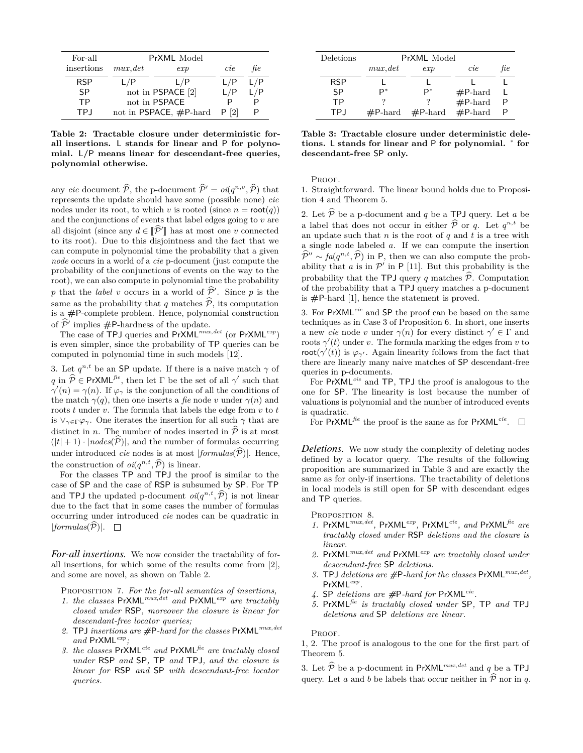| For-all insertions | PrXML Model | | | |
|---|---|---|---|---|
| | *mux,det* | *exp* | *cie* | *fie* |
| RSP | L/P | L/P | L/P | L/P |
| SP | not in PSPACE [2] | | L/P | L/P |
| TP | not in PSPACE | | P | P |
| TPJ | not in PSPACE, #P-hard | | P [2] | P |

**Table 2: Tractable closure under deterministic for-all insertions. L stands for linear and P for polynomial. L/P means linear for descendant-free queries, polynomial otherwise.**

| Deletions | PrXML Model | | | |
|---|---|---|---|---|
| | *mux,det* | *exp* | *cie* | *fie* |
| RSP | L | L | L | L |
| SP | P* | P* | #P-hard | L |
| TP | ? | ? | #P-hard | P |
| TPJ | #P-hard | #P-hard | #P-hard | P |

**Table 3: Tractable closure under deterministic deletions. L stands for linear and P for polynomial. * for descendant-free SP only.**

any *cie* document $\widehat{\mathcal{P}}$, the p-document $\widehat{\mathcal{P}}' = oi(q^{n,v}, \widehat{\mathcal{P}})$ that represents the update should have some (possible none) *cie* nodes under its root, to which $v$ is rooted (since $n = \mathsf{root}(q)$) and the conjunctions of events that label edges going to $v$ are all disjoint (since any $d \in [\![\widehat{\mathcal{P}}']\!]$ has at most one $v$ connected to its root). Due to this disjointness and the fact that we can compute in polynomial time the probability that a given *node* occurs in a world of a *cie* p-document (just compute the probability of the conjunctions of events on the way to the root), we can also compute in polynomial time the probability $p$ that the *label* $v$ occurs in a world of $\widehat{\mathcal{P}}'$. Since $p$ is the same as the probability that $q$ matches $\widehat{\mathcal{P}}$, its computation is a #P-complete problem. Hence, polynomial construction of $\widehat{\mathcal{P}}'$ implies #P-hardness of the update.

The case of TPJ queries and $\mathsf{PrXML}^{mux,det}$ (or $\mathsf{PrXML}^{exp}$) is even simpler, since the probability of TP queries can be computed in polynomial time in such models [12].

3. Let $q^{n,t}$ be an SP update. If there is a naive match $\gamma$ of $q$ in $\widehat{\mathcal{P}} \in \mathsf{PrXML}^{fie}$, then let $\Gamma$ be the set of all $\gamma'$ such that $\gamma'(n) = \gamma(n)$. If $\varphi_\gamma$ is the conjunction of all the conditions of the match $\gamma(q)$, then one inserts a *fie* node $v$ under $\gamma(n)$ and roots $t$ under $v$. The formula that labels the edge from $v$ to $t$ is $\vee_{\gamma \in \Gamma} \varphi_\gamma$. One iterates the insertion for all such $\gamma$ that are distinct in $n$. The number of nodes inserted in $\widehat{\mathcal{P}}$ is at most $(|t|+1) \cdot |nodes(\widehat{\mathcal{P}})|$, and the number of formulas occurring under introduced *cie* nodes is at most $|formulas(\widehat{\mathcal{P}})|$. Hence, the construction of $oi(q^{n,t}, \widehat{\mathcal{P}})$ is linear.

For the classes TP and TPJ the proof is similar to the case of SP and the case of RSP is subsumed by SP. For TP and TPJ the updated p-document $oi(q^{n,t}, \widehat{\mathcal{P}})$ is not linear due to the fact that in some cases the number of formulas occurring under introduced *cie* nodes can be quadratic in $|formulas(\widehat{\mathcal{P}})|$. □

***For-all insertions.*** We now consider the tractability of for-all insertions, for which some of the results come from [2], and some are novel, as shown on Table 2.

Proposition 7. *For the for-all semantics of insertions,*

1. *the classes* $\mathsf{PrXML}^{mux,det}$ *and* $\mathsf{PrXML}^{exp}$ *are tractably closed under* RSP*, moreover the closure is linear for descendant-free locator queries;*
2. TPJ *insertions are #P-hard for the classes* $\mathsf{PrXML}^{mux,det}$ *and* $\mathsf{PrXML}^{exp}$*;*
3. *the classes* $\mathsf{PrXML}^{cie}$ *and* $\mathsf{PrXML}^{fie}$ *are tractably closed under* RSP *and* SP*,* TP *and* TPJ*, and the closure is linear for* RSP *and* SP *with descendant-free locator queries.*

Proof.

1. Straightforward. The linear bound holds due to Proposition 4 and Theorem 5.

2. Let $\widehat{\mathcal{P}}$ be a p-document and $q$ be a TPJ query. Let $a$ be a label that does not occur in either $\widehat{\mathcal{P}}$ or $q$. Let $q^{n,t}$ be an update such that $n$ is the root of $q$ and $t$ is a tree with a single node labeled $a$. If we can compute the insertion $\widehat{\mathcal{P}}'' \sim fa(q^{n,t}, \widehat{\mathcal{P}})$ in P, then we can also compute the probability that $a$ is in $\mathcal{P}'$ in P [11]. But this probability is the probability that the TPJ query $q$ matches $\widehat{\mathcal{P}}$. Computation of the probability that a TPJ query matches a p-document is #P-hard [1], hence the statement is proved.

3. For $\mathsf{PrXML}^{cie}$ and SP the proof can be based on the same techniques as in Case 3 of Proposition 6. In short, one inserts a new *cie* node $v$ under $\gamma(n)$ for every distinct $\gamma' \in \Gamma$ and roots $\gamma'(t)$ under $v$. The formula marking the edges from $v$ to $\mathsf{root}(\gamma'(t))$ is $\varphi_{\gamma'}$. Again linearity follows from the fact that there are linearly many naive matches of SP descendant-free queries in p-documents.

For $\mathsf{PrXML}^{cie}$ and TP, TPJ the proof is analogous to the one for SP. The linearity is lost because the number of valuations is polynomial and the number of introduced events is quadratic.

For $\mathsf{PrXML}^{fie}$ the proof is the same as for $\mathsf{PrXML}^{cie}$. □

***Deletions.*** We now study the complexity of deleting nodes defined by a locator query. The results of the following proposition are summarized in Table 3 and are exactly the same as for only-if insertions. The tractability of deletions in local models is still open for SP with descendant edges and TP queries.

Proposition 8.

1. $\mathsf{PrXML}^{mux,det}$*,* $\mathsf{PrXML}^{exp}$*,* $\mathsf{PrXML}^{cie}$*, and* $\mathsf{PrXML}^{fie}$ *are tractably closed under* RSP *deletions and the closure is linear.*
2. $\mathsf{PrXML}^{mux,det}$ *and* $\mathsf{PrXML}^{exp}$ *are tractably closed under descendant-free* SP *deletions.*
3. TPJ *deletions are #P-hard for the classes* $\mathsf{PrXML}^{mux,det}$*,* $\mathsf{PrXML}^{exp}$*.*
4. SP *deletions are #P-hard for* $\mathsf{PrXML}^{cie}$*.*
5. $\mathsf{PrXML}^{fie}$ *is tractably closed under* SP*,* TP *and* TPJ *deletions and* SP *deletions are linear.*

Proof.

1, 2. The proof is analogous to the one for the first part of Theorem 5.

3. Let $\widehat{\mathcal{P}}$ be a p-document in $\mathsf{PrXML}^{mux,det}$ and $q$ be a TPJ query. Let $a$ and $b$ be labels that occur neither in $\widehat{\mathcal{P}}$ nor in $q$.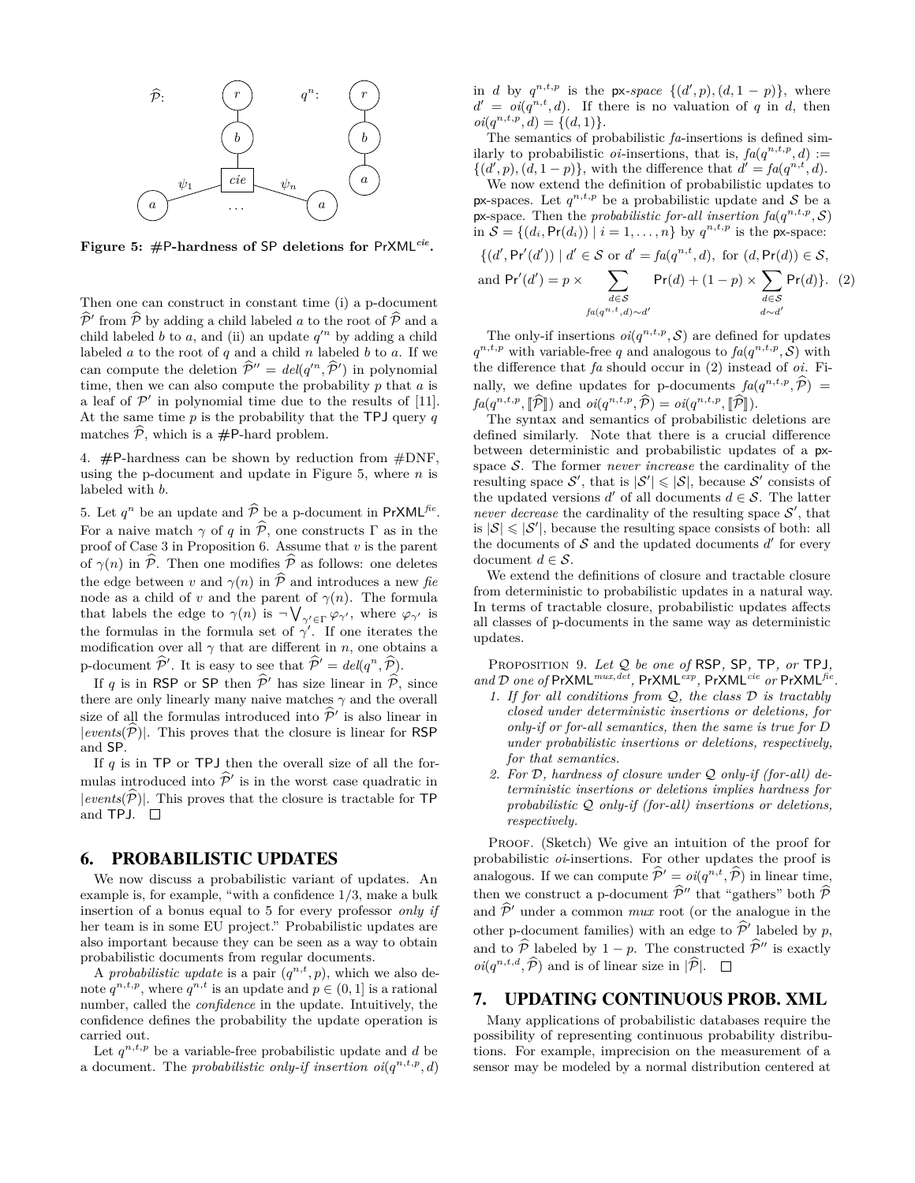Figure 5: #P-hardness of SP deletions for PrXML$^{cie}$.

Then one can construct in constant time (i) a p-document $\widehat{\mathcal{P}}'$ from $\widehat{\mathcal{P}}$ by adding a child labeled $a$ to the root of $\widehat{\mathcal{P}}$ and a child labeled $b$ to $a$, and (ii) an update $q'^n$ by adding a child labeled $a$ to the root of $q$ and a child $n$ labeled $b$ to $a$. If we can compute the deletion $\widehat{\mathcal{P}}'' = del(q'^n, \widehat{\mathcal{P}}')$ in polynomial time, then we can also compute the probability $p$ that $a$ is a leaf of $\mathcal{P}'$ in polynomial time due to the results of [11]. At the same time $p$ is the probability that the TPJ query $q$ matches $\widehat{\mathcal{P}}$, which is a #P-hard problem.

4. #P-hardness can be shown by reduction from #DNF, using the p-document and update in Figure 5, where $n$ is labeled with $b$.

5. Let $q^n$ be an update and $\widehat{\mathcal{P}}$ be a p-document in PrXML$^{fie}$. For a naive match $\gamma$ of $q$ in $\widehat{\mathcal{P}}$, one constructs $\Gamma$ as in the proof of Case 3 in Proposition 6. Assume that $v$ is the parent of $\gamma(n)$ in $\widehat{\mathcal{P}}$. Then one modifies $\widehat{\mathcal{P}}$ as follows: one deletes the edge between $v$ and $\gamma(n)$ in $\widehat{\mathcal{P}}$ and introduces a new *fie* node as a child of $v$ and the parent of $\gamma(n)$. The formula that labels the edge to $\gamma(n)$ is $\neg \bigvee_{\gamma' \in \Gamma} \varphi_{\gamma'}$, where $\varphi_{\gamma'}$ is the formulas in the formula set of $\gamma'$. If one iterates the modification over all $\gamma$ that are different in $n$, one obtains a p-document $\widehat{\mathcal{P}}'$. It is easy to see that $\widehat{\mathcal{P}}' = del(q^n, \widehat{\mathcal{P}})$.

If $q$ is in RSP or SP then $\widehat{\mathcal{P}}'$ has size linear in $\widehat{\mathcal{P}}$, since there are only linearly many naive matches $\gamma$ and the overall size of all the formulas introduced into $\widehat{\mathcal{P}}'$ is also linear in $|events(\widehat{\mathcal{P}})|$. This proves that the closure is linear for RSP and SP.

If $q$ is in TP or TPJ then the overall size of all the formulas introduced into $\widehat{\mathcal{P}}'$ is in the worst case quadratic in $|events(\widehat{\mathcal{P}})|$. This proves that the closure is tractable for TP and TPJ. □

## 6. PROBABILISTIC UPDATES

We now discuss a probabilistic variant of updates. An example is, for example, "with a confidence 1/3, make a bulk insertion of a bonus equal to 5 for every professor *only if* her team is in some EU project." Probabilistic updates are also important because they can be seen as a way to obtain probabilistic documents from regular documents.

A *probabilistic update* is a pair $(q^{n,t}, p)$, which we also denote $q^{n,t,p}$, where $q^{n,t}$ is an update and $p \in (0, 1]$ is a rational number, called the *confidence* in the update. Intuitively, the confidence defines the probability the update operation is carried out.

Let $q^{n,t,p}$ be a variable-free probabilistic update and $d$ be a document. The *probabilistic only-if insertion* $oi(q^{n,t,p}, d)$ in $d$ by $q^{n,t,p}$ is the px*-space* $\{(d', p), (d, 1-p)\}$, where $d' = oi(q^{n,t}, d)$. If there is no valuation of $q$ in $d$, then $oi(q^{n,t,p}, d) = \{(d, 1)\}$.

The semantics of probabilistic *fa*-insertions is defined similarly to probabilistic *oi*-insertions, that is, $fa(q^{n,t,p}, d) := \{(d', p), (d, 1-p)\}$, with the difference that $d' = fa(q^{n,t}, d)$.

We now extend the definition of probabilistic updates to px-spaces. Let $q^{n,t,p}$ be a probabilistic update and $\mathcal{S}$ be a px-space. Then the *probabilistic for-all insertion* $fa(q^{n,t,p}, \mathcal{S})$ in $\mathcal{S} = \{(d_i, \Pr(d_i)) \mid i = 1, \ldots, n\}$ by $q^{n,t,p}$ is the px-space:

$$\{(d', \Pr'(d')) \mid d' \in \mathcal{S} \text{ or } d' = fa(q^{n,t}, d), \text{ for } (d, \Pr(d)) \in \mathcal{S},$$
$$\text{and } \Pr'(d') = p \times \sum_{\substack{d \in \mathcal{S} \\ fa(q^{n,t},d) \sim d'}} \Pr(d) + (1-p) \times \sum_{\substack{d \in \mathcal{S} \\ d \sim d'}} \Pr(d)\}. \quad (2)$$

The only-if insertions $oi(q^{n,t,p}, \mathcal{S})$ are defined for updates $q^{n,t,p}$ with variable-free $q$ and analogous to $fa(q^{n,t,p}, \mathcal{S})$ with the difference that *fa* should occur in (2) instead of *oi*. Finally, we define updates for p-documents $fa(q^{n,t,p}, \widehat{\mathcal{P}}) = fa(q^{n,t,p}, [\![\widehat{\mathcal{P}}]\!])$ and $oi(q^{n,t,p}, \widehat{\mathcal{P}}) = oi(q^{n,t,p}, [\![\widehat{\mathcal{P}}]\!])$.

The syntax and semantics of probabilistic deletions are defined similarly. Note that there is a crucial difference between deterministic and probabilistic updates of a px-space $\mathcal{S}$. The former *never increase* the cardinality of the resulting space $\mathcal{S}'$, that is $|\mathcal{S}'| \leqslant |\mathcal{S}|$, because $\mathcal{S}'$ consists of the updated versions $d'$ of all documents $d \in \mathcal{S}$. The latter *never decrease* the cardinality of the resulting space $\mathcal{S}'$, that is $|\mathcal{S}| \leqslant |\mathcal{S}'|$, because the resulting space consists of both: all the documents of $\mathcal{S}$ and the updated documents $d'$ for every document $d \in \mathcal{S}$.

We extend the definitions of closure and tractable closure from deterministic to probabilistic updates in a natural way. In terms of tractable closure, probabilistic updates affects all classes of p-documents in the same way as deterministic updates.

Proposition 9. *Let $\mathcal{Q}$ be one of* RSP*,* SP*,* TP*, or* TPJ*, and $\mathcal{D}$ one of* PrXML$^{mux,det}$*,* PrXML$^{exp}$*,* PrXML$^{cie}$ *or* PrXML$^{fie}$*.*

1. *If for all conditions from $\mathcal{Q}$, the class $\mathcal{D}$ is tractably closed under deterministic insertions or deletions, for only-if or for-all semantics, then the same is true for $D$ under probabilistic insertions or deletions, respectively, for that semantics.*
2. *For $\mathcal{D}$, hardness of closure under $\mathcal{Q}$ only-if (for-all) deterministic insertions or deletions implies hardness for probabilistic $\mathcal{Q}$ only-if (for-all) insertions or deletions, respectively.*

Proof. (Sketch) We give an intuition of the proof for probabilistic *oi*-insertions. For other updates the proof is analogous. If we can compute $\widehat{\mathcal{P}}' = oi(q^{n,t}, \widehat{\mathcal{P}})$ in linear time, then we construct a p-document $\widehat{\mathcal{P}}''$ that "gathers" both $\widehat{\mathcal{P}}$ and $\widehat{\mathcal{P}}'$ under a common *mux* root (or the analogue in the other p-document families) with an edge to $\widehat{\mathcal{P}}'$ labeled by $p$, and to $\widehat{\mathcal{P}}$ labeled by $1-p$. The constructed $\widehat{\mathcal{P}}''$ is exactly $oi(q^{n,t,d}, \widehat{\mathcal{P}})$ and is of linear size in $|\widehat{\mathcal{P}}|$. □

## 7. UPDATING CONTINUOUS PROB. XML

Many applications of probabilistic databases require the possibility of representing continuous probability distributions. For example, imprecision on the measurement of a sensor may be modeled by a normal distribution centered at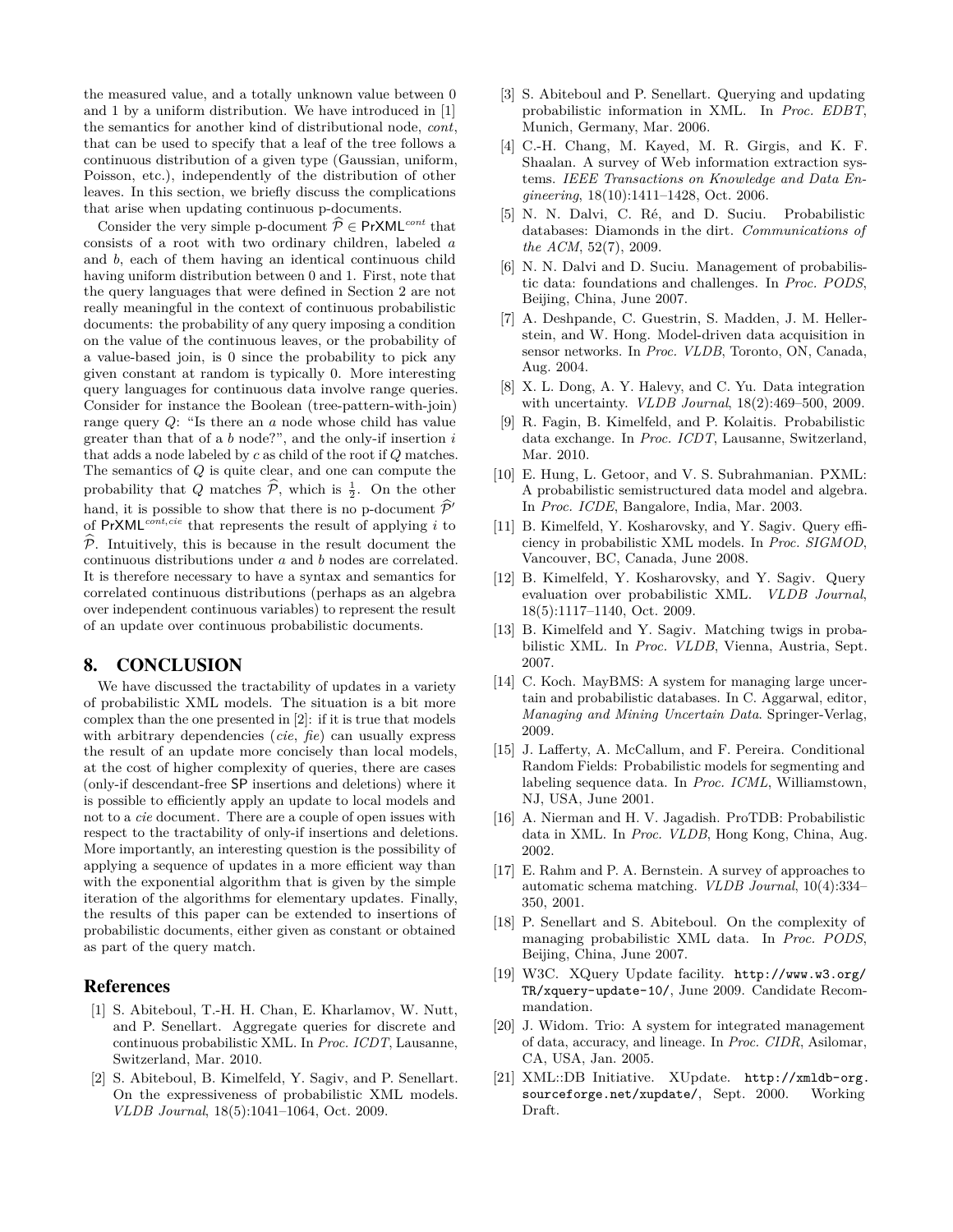the measured value, and a totally unknown value between 0 and 1 by a uniform distribution. We have introduced in [1] the semantics for another kind of distributional node, *cont*, that can be used to specify that a leaf of the tree follows a continuous distribution of a given type (Gaussian, uniform, Poisson, etc.), independently of the distribution of other leaves. In this section, we briefly discuss the complications that arise when updating continuous p-documents.

Consider the very simple p-document $\widehat{\mathcal{P}} \in \mathsf{PrXML}^{cont}$ that consists of a root with two ordinary children, labeled $a$ and $b$, each of them having an identical continuous child having uniform distribution between 0 and 1. First, note that the query languages that were defined in Section 2 are not really meaningful in the context of continuous probabilistic documents: the probability of any query imposing a condition on the value of the continuous leaves, or the probability of a value-based join, is 0 since the probability to pick any given constant at random is typically 0. More interesting query languages for continuous data involve range queries. Consider for instance the Boolean (tree-pattern-with-join) range query $Q$: "Is there an $a$ node whose child has value greater than that of a $b$ node?", and the only-if insertion $i$ that adds a node labeled by $c$ as child of the root if $Q$ matches. The semantics of $Q$ is quite clear, and one can compute the probability that $Q$ matches $\widehat{\mathcal{P}}$, which is $\frac{1}{2}$. On the other hand, it is possible to show that there is no p-document $\widehat{\mathcal{P}}'$ of $\mathsf{PrXML}^{cont,cie}$ that represents the result of applying $i$ to $\widehat{\mathcal{P}}$. Intuitively, this is because in the result document the continuous distributions under $a$ and $b$ nodes are correlated. It is therefore necessary to have a syntax and semantics for correlated continuous distributions (perhaps as an algebra over independent continuous variables) to represent the result of an update over continuous probabilistic documents.

## 8. CONCLUSION

We have discussed the tractability of updates in a variety of probabilistic XML models. The situation is a bit more complex than the one presented in [2]: if it is true that models with arbitrary dependencies (*cie*, *fie*) can usually express the result of an update more concisely than local models, at the cost of higher complexity of queries, there are cases (only-if descendant-free SP insertions and deletions) where it is possible to efficiently apply an update to local models and not to a *cie* document. There are a couple of open issues with respect to the tractability of only-if insertions and deletions. More importantly, an interesting question is the possibility of applying a sequence of updates in a more efficient way than with the exponential algorithm that is given by the simple iteration of the algorithms for elementary updates. Finally, the results of this paper can be extended to insertions of probabilistic documents, either given as constant or obtained as part of the query match.

## References

[1] S. Abiteboul, T.-H. H. Chan, E. Kharlamov, W. Nutt, and P. Senellart. Aggregate queries for discrete and continuous probabilistic XML. In *Proc. ICDT*, Lausanne, Switzerland, Mar. 2010.

[2] S. Abiteboul, B. Kimelfeld, Y. Sagiv, and P. Senellart. On the expressiveness of probabilistic XML models. *VLDB Journal*, 18(5):1041–1064, Oct. 2009.

[3] S. Abiteboul and P. Senellart. Querying and updating probabilistic information in XML. In *Proc. EDBT*, Munich, Germany, Mar. 2006.

[4] C.-H. Chang, M. Kayed, M. R. Girgis, and K. F. Shaalan. A survey of Web information extraction systems. *IEEE Transactions on Knowledge and Data Engineering*, 18(10):1411–1428, Oct. 2006.

[5] N. N. Dalvi, C. Ré, and D. Suciu. Probabilistic databases: Diamonds in the dirt. *Communications of the ACM*, 52(7), 2009.

[6] N. N. Dalvi and D. Suciu. Management of probabilistic data: foundations and challenges. In *Proc. PODS*, Beijing, China, June 2007.

[7] A. Deshpande, C. Guestrin, S. Madden, J. M. Hellerstein, and W. Hong. Model-driven data acquisition in sensor networks. In *Proc. VLDB*, Toronto, ON, Canada, Aug. 2004.

[8] X. L. Dong, A. Y. Halevy, and C. Yu. Data integration with uncertainty. *VLDB Journal*, 18(2):469–500, 2009.

[9] R. Fagin, B. Kimelfeld, and P. Kolaitis. Probabilistic data exchange. In *Proc. ICDT*, Lausanne, Switzerland, Mar. 2010.

[10] E. Hung, L. Getoor, and V. S. Subrahmanian. PXML: A probabilistic semistructured data model and algebra. In *Proc. ICDE*, Bangalore, India, Mar. 2003.

[11] B. Kimelfeld, Y. Kosharovsky, and Y. Sagiv. Query efficiency in probabilistic XML models. In *Proc. SIGMOD*, Vancouver, BC, Canada, June 2008.

[12] B. Kimelfeld, Y. Kosharovsky, and Y. Sagiv. Query evaluation over probabilistic XML. *VLDB Journal*, 18(5):1117–1140, Oct. 2009.

[13] B. Kimelfeld and Y. Sagiv. Matching twigs in probabilistic XML. In *Proc. VLDB*, Vienna, Austria, Sept. 2007.

[14] C. Koch. MayBMS: A system for managing large uncertain and probabilistic databases. In C. Aggarwal, editor, *Managing and Mining Uncertain Data*. Springer-Verlag, 2009.

[15] J. Lafferty, A. McCallum, and F. Pereira. Conditional Random Fields: Probabilistic models for segmenting and labeling sequence data. In *Proc. ICML*, Williamstown, NJ, USA, June 2001.

[16] A. Nierman and H. V. Jagadish. ProTDB: Probabilistic data in XML. In *Proc. VLDB*, Hong Kong, China, Aug. 2002.

[17] E. Rahm and P. A. Bernstein. A survey of approaches to automatic schema matching. *VLDB Journal*, 10(4):334–350, 2001.

[18] P. Senellart and S. Abiteboul. On the complexity of managing probabilistic XML data. In *Proc. PODS*, Beijing, China, June 2007.

[19] W3C. XQuery Update facility. http://www.w3.org/TR/xquery-update-10/, June 2009. Candidate Recommandation.

[20] J. Widom. Trio: A system for integrated management of data, accuracy, and lineage. In *Proc. CIDR*, Asilomar, CA, USA, Jan. 2005.

[21] XML::DB Initiative. XUpdate. http://xmldb-org.sourceforge.net/xupdate/, Sept. 2000. Working Draft.